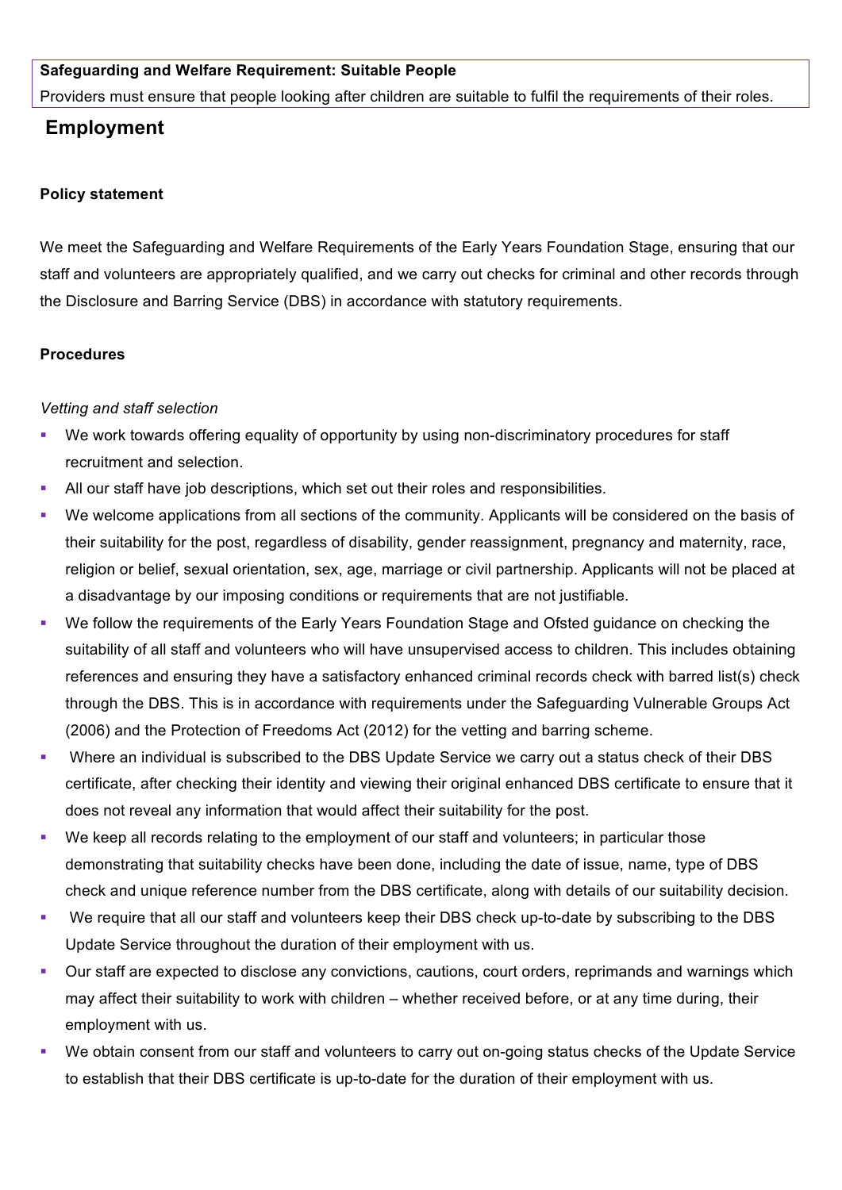**Safeguarding and Welfare Requirement: Suitable People**

Providers must ensure that people looking after children are suitable to fulfil the requirements of their roles.

# Employment

**Policy statement**

We meet the Safeguarding and Welfare Requirements of the Early Years Foundation Stage, ensuring that our staff and volunteers are appropriately qualified, and we carry out checks for criminal and other records through the Disclosure and Barring Service (DBS) in accordance with statutory requirements.

**Procedures**

*Vetting and staff selection*

- We work towards offering equality of opportunity by using non-discriminatory procedures for staff recruitment and selection.
- All our staff have job descriptions, which set out their roles and responsibilities.
- We welcome applications from all sections of the community. Applicants will be considered on the basis of their suitability for the post, regardless of disability, gender reassignment, pregnancy and maternity, race, religion or belief, sexual orientation, sex, age, marriage or civil partnership. Applicants will not be placed at a disadvantage by our imposing conditions or requirements that are not justifiable.
- We follow the requirements of the Early Years Foundation Stage and Ofsted guidance on checking the suitability of all staff and volunteers who will have unsupervised access to children. This includes obtaining references and ensuring they have a satisfactory enhanced criminal records check with barred list(s) check through the DBS. This is in accordance with requirements under the Safeguarding Vulnerable Groups Act (2006) and the Protection of Freedoms Act (2012) for the vetting and barring scheme.
- Where an individual is subscribed to the DBS Update Service we carry out a status check of their DBS certificate, after checking their identity and viewing their original enhanced DBS certificate to ensure that it does not reveal any information that would affect their suitability for the post.
- We keep all records relating to the employment of our staff and volunteers; in particular those demonstrating that suitability checks have been done, including the date of issue, name, type of DBS check and unique reference number from the DBS certificate, along with details of our suitability decision.
- We require that all our staff and volunteers keep their DBS check up-to-date by subscribing to the DBS Update Service throughout the duration of their employment with us.
- Our staff are expected to disclose any convictions, cautions, court orders, reprimands and warnings which may affect their suitability to work with children – whether received before, or at any time during, their employment with us.
- We obtain consent from our staff and volunteers to carry out on-going status checks of the Update Service to establish that their DBS certificate is up-to-date for the duration of their employment with us.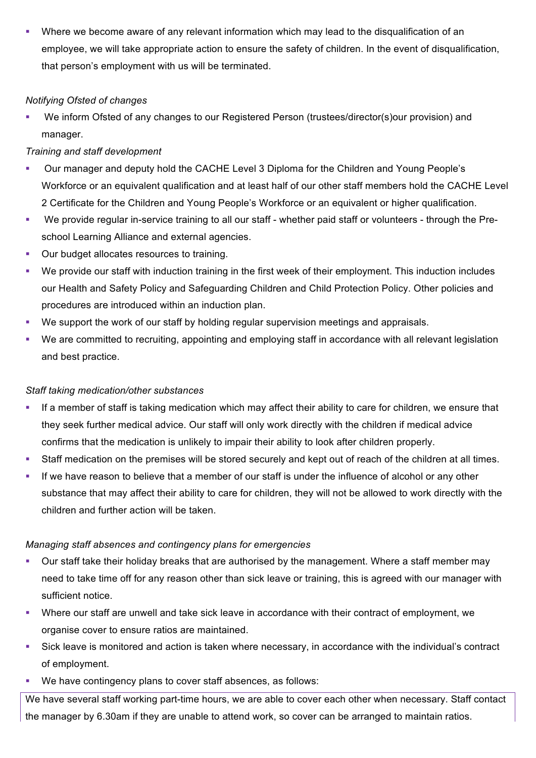- Where we become aware of any relevant information which may lead to the disqualification of an employee, we will take appropriate action to ensure the safety of children. In the event of disqualification, that person's employment with us will be terminated.

*Notifying Ofsted of changes*

- We inform Ofsted of any changes to our Registered Person (trustees/director(s)our provision) and manager.

*Training and staff development*

- Our manager and deputy hold the CACHE Level 3 Diploma for the Children and Young People's Workforce or an equivalent qualification and at least half of our other staff members hold the CACHE Level 2 Certificate for the Children and Young People's Workforce or an equivalent or higher qualification.
- We provide regular in-service training to all our staff - whether paid staff or volunteers - through the Pre-school Learning Alliance and external agencies.
- Our budget allocates resources to training.
- We provide our staff with induction training in the first week of their employment. This induction includes our Health and Safety Policy and Safeguarding Children and Child Protection Policy. Other policies and procedures are introduced within an induction plan.
- We support the work of our staff by holding regular supervision meetings and appraisals.
- We are committed to recruiting, appointing and employing staff in accordance with all relevant legislation and best practice.

*Staff taking medication/other substances*

- If a member of staff is taking medication which may affect their ability to care for children, we ensure that they seek further medical advice. Our staff will only work directly with the children if medical advice confirms that the medication is unlikely to impair their ability to look after children properly.
- Staff medication on the premises will be stored securely and kept out of reach of the children at all times.
- If we have reason to believe that a member of our staff is under the influence of alcohol or any other substance that may affect their ability to care for children, they will not be allowed to work directly with the children and further action will be taken.

*Managing staff absences and contingency plans for emergencies*

- Our staff take their holiday breaks that are authorised by the management. Where a staff member may need to take time off for any reason other than sick leave or training, this is agreed with our manager with sufficient notice.
- Where our staff are unwell and take sick leave in accordance with their contract of employment, we organise cover to ensure ratios are maintained.
- Sick leave is monitored and action is taken where necessary, in accordance with the individual's contract of employment.
- We have contingency plans to cover staff absences, as follows:

We have several staff working part-time hours, we are able to cover each other when necessary. Staff contact the manager by 6.30am if they are unable to attend work, so cover can be arranged to maintain ratios.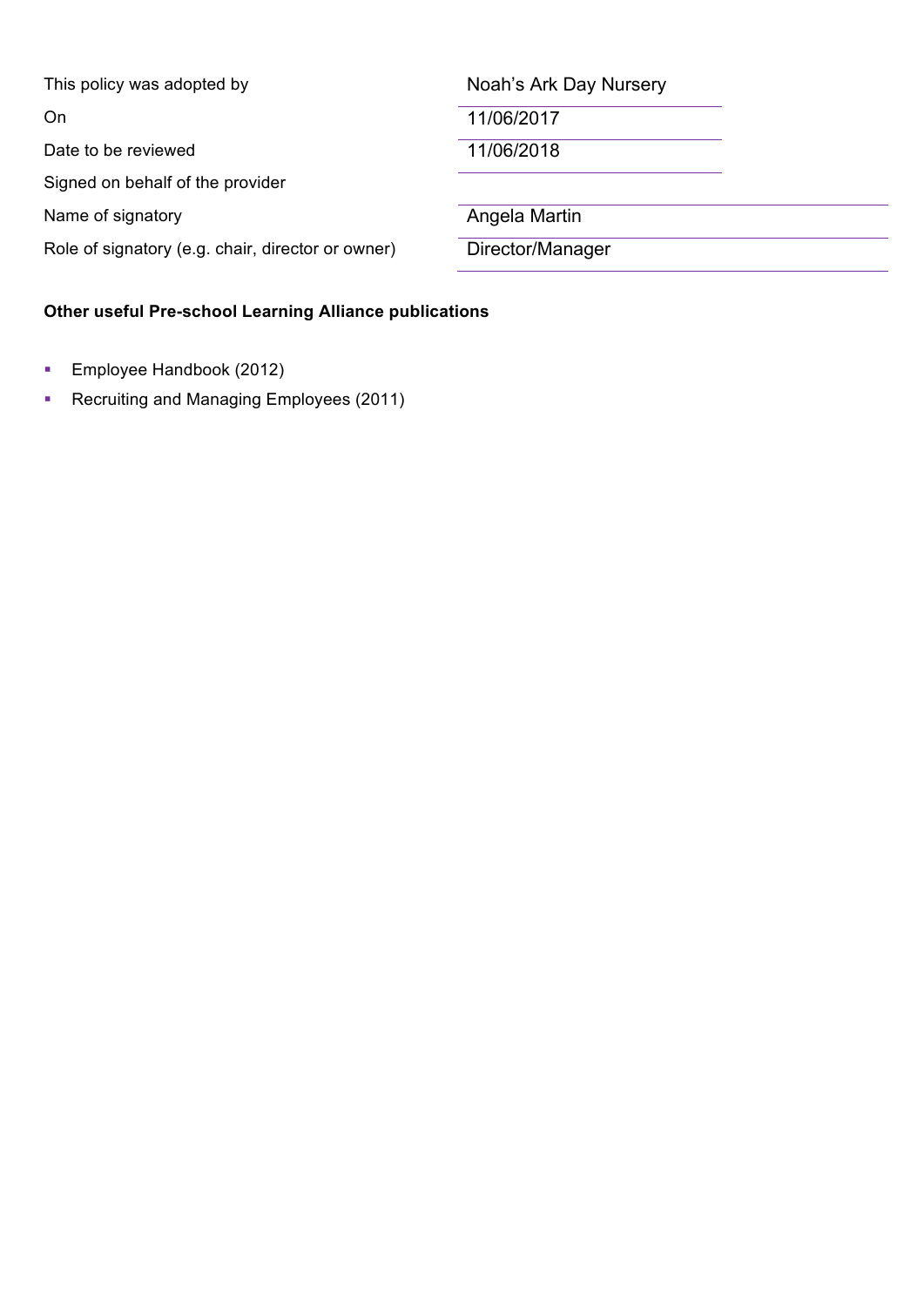| | |
|---|---|
| This policy was adopted by | Noah's Ark Day Nursery |
| On | 11/06/2017 |
| Date to be reviewed | 11/06/2018 |
| Signed on behalf of the provider | |
| Name of signatory | Angela Martin |
| Role of signatory (e.g. chair, director or owner) | Director/Manager |

**Other useful Pre-school Learning Alliance publications**

- Employee Handbook (2012)
- Recruiting and Managing Employees (2011)